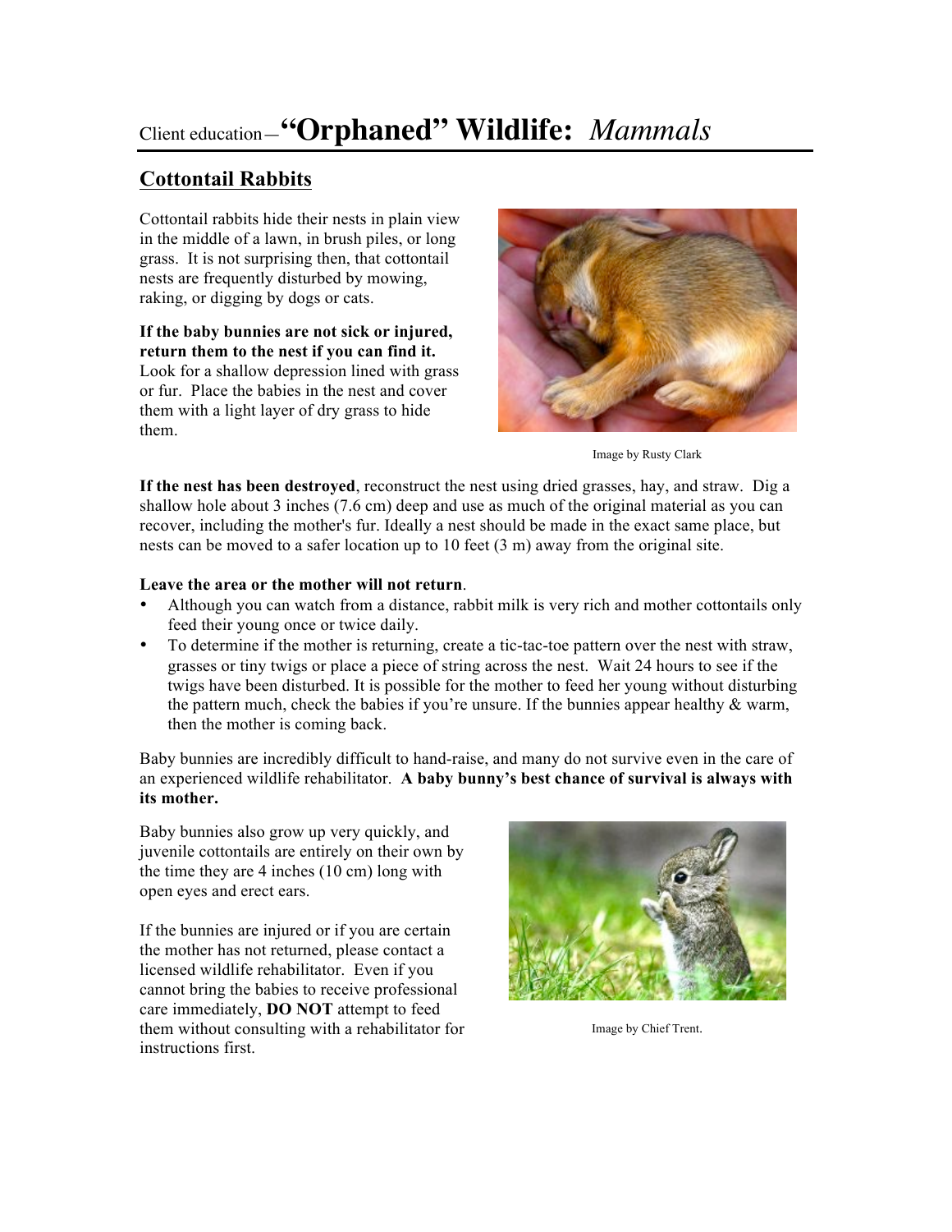# Client education—“Orphaned” Wildlife: *Mammals*

## Cottontail Rabbits

Cottontail rabbits hide their nests in plain view in the middle of a lawn, in brush piles, or long grass. It is not surprising then, that cottontail nests are frequently disturbed by mowing, raking, or digging by dogs or cats.

**If the baby bunnies are not sick or injured, return them to the nest if you can find it.** Look for a shallow depression lined with grass or fur. Place the babies in the nest and cover them with a light layer of dry grass to hide them.

Image by Rusty Clark

**If the nest has been destroyed**, reconstruct the nest using dried grasses, hay, and straw. Dig a shallow hole about 3 inches (7.6 cm) deep and use as much of the original material as you can recover, including the mother's fur. Ideally a nest should be made in the exact same place, but nests can be moved to a safer location up to 10 feet (3 m) away from the original site.

**Leave the area or the mother will not return**.

- Although you can watch from a distance, rabbit milk is very rich and mother cottontails only feed their young once or twice daily.
- To determine if the mother is returning, create a tic-tac-toe pattern over the nest with straw, grasses or tiny twigs or place a piece of string across the nest. Wait 24 hours to see if the twigs have been disturbed. It is possible for the mother to feed her young without disturbing the pattern much, check the babies if you’re unsure. If the bunnies appear healthy & warm, then the mother is coming back.

Baby bunnies are incredibly difficult to hand-raise, and many do not survive even in the care of an experienced wildlife rehabilitator. **A baby bunny’s best chance of survival is always with its mother.**

Baby bunnies also grow up very quickly, and juvenile cottontails are entirely on their own by the time they are 4 inches (10 cm) long with open eyes and erect ears.

If the bunnies are injured or if you are certain the mother has not returned, please contact a licensed wildlife rehabilitator. Even if you cannot bring the babies to receive professional care immediately, **DO NOT** attempt to feed them without consulting with a rehabilitator for instructions first.

Image by Chief Trent.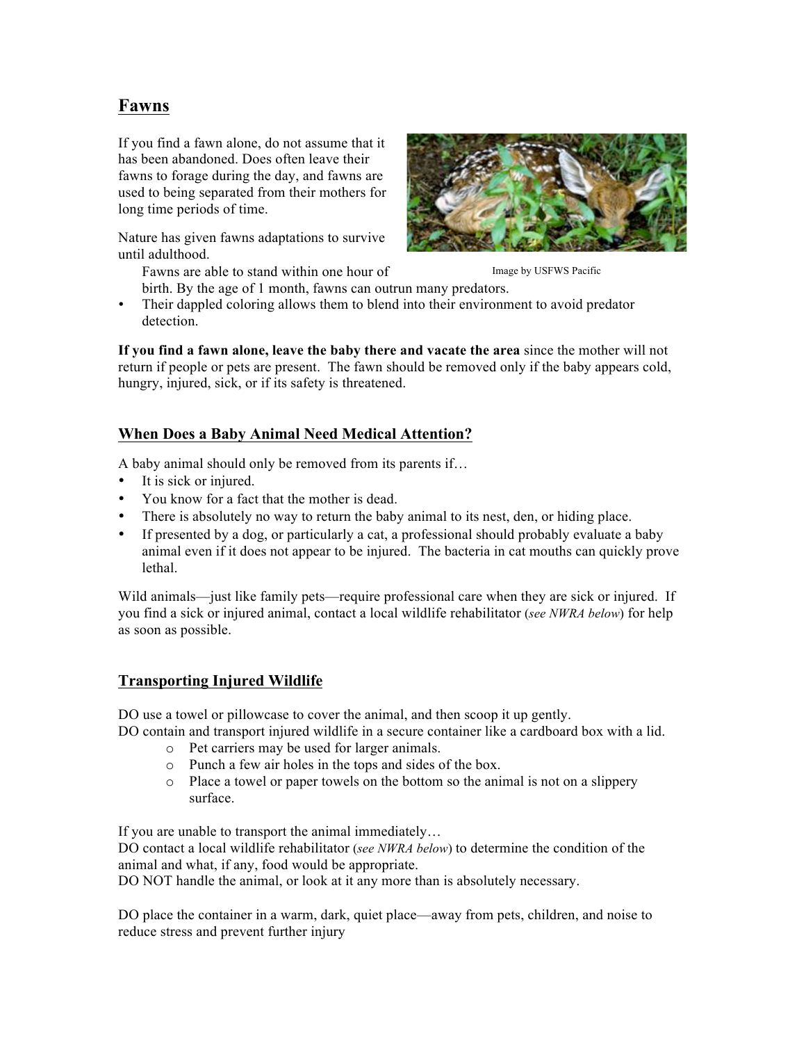## Fawns

If you find a fawn alone, do not assume that it has been abandoned. Does often leave their fawns to forage during the day, and fawns are used to being separated from their mothers for long time periods of time.

Nature has given fawns adaptations to survive until adulthood.

- Fawns are able to stand within one hour of birth. By the age of 1 month, fawns can outrun many predators.
- Their dappled coloring allows them to blend into their environment to avoid predator detection.

Image by USFWS Pacific

**If you find a fawn alone, leave the baby there and vacate the area** since the mother will not return if people or pets are present. The fawn should be removed only if the baby appears cold, hungry, injured, sick, or if its safety is threatened.

## When Does a Baby Animal Need Medical Attention?

A baby animal should only be removed from its parents if…

- It is sick or injured.
- You know for a fact that the mother is dead.
- There is absolutely no way to return the baby animal to its nest, den, or hiding place.
- If presented by a dog, or particularly a cat, a professional should probably evaluate a baby animal even if it does not appear to be injured. The bacteria in cat mouths can quickly prove lethal.

Wild animals—just like family pets—require professional care when they are sick or injured. If you find a sick or injured animal, contact a local wildlife rehabilitator (*see NWRA below*) for help as soon as possible.

## Transporting Injured Wildlife

DO use a towel or pillowcase to cover the animal, and then scoop it up gently.
DO contain and transport injured wildlife in a secure container like a cardboard box with a lid.

- Pet carriers may be used for larger animals.
- Punch a few air holes in the tops and sides of the box.
- Place a towel or paper towels on the bottom so the animal is not on a slippery surface.

If you are unable to transport the animal immediately…
DO contact a local wildlife rehabilitator (*see NWRA below*) to determine the condition of the animal and what, if any, food would be appropriate.
DO NOT handle the animal, or look at it any more than is absolutely necessary.

DO place the container in a warm, dark, quiet place—away from pets, children, and noise to reduce stress and prevent further injury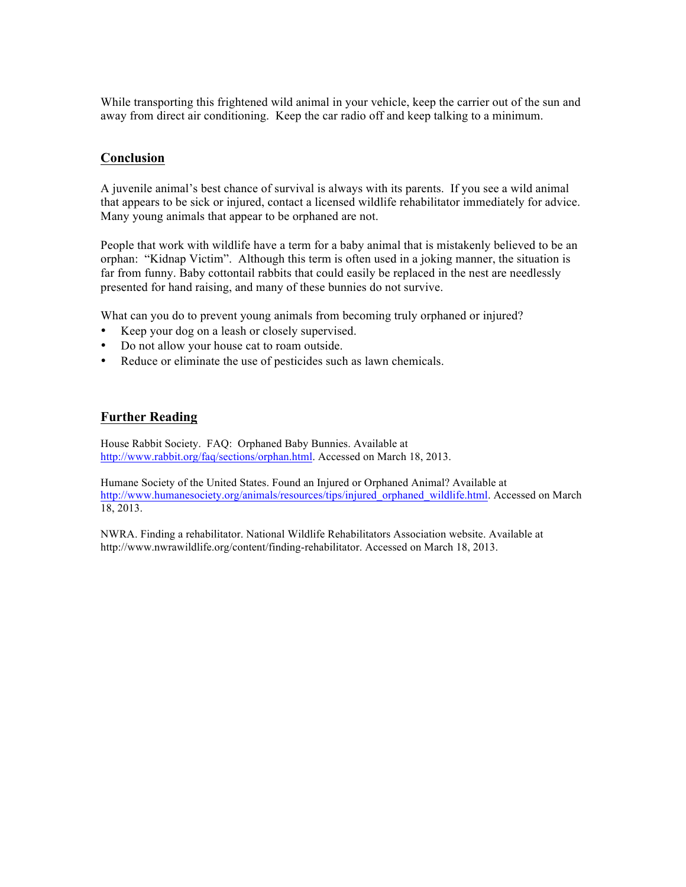While transporting this frightened wild animal in your vehicle, keep the carrier out of the sun and away from direct air conditioning. Keep the car radio off and keep talking to a minimum.

## Conclusion

A juvenile animal's best chance of survival is always with its parents. If you see a wild animal that appears to be sick or injured, contact a licensed wildlife rehabilitator immediately for advice. Many young animals that appear to be orphaned are not.

People that work with wildlife have a term for a baby animal that is mistakenly believed to be an orphan: "Kidnap Victim". Although this term is often used in a joking manner, the situation is far from funny. Baby cottontail rabbits that could easily be replaced in the nest are needlessly presented for hand raising, and many of these bunnies do not survive.

What can you do to prevent young animals from becoming truly orphaned or injured?

- Keep your dog on a leash or closely supervised.
- Do not allow your house cat to roam outside.
- Reduce or eliminate the use of pesticides such as lawn chemicals.

## Further Reading

House Rabbit Society. FAQ: Orphaned Baby Bunnies. Available at http://www.rabbit.org/faq/sections/orphan.html. Accessed on March 18, 2013.

Humane Society of the United States. Found an Injured or Orphaned Animal? Available at http://www.humanesociety.org/animals/resources/tips/injured_orphaned_wildlife.html. Accessed on March 18, 2013.

NWRA. Finding a rehabilitator. National Wildlife Rehabilitators Association website. Available at http://www.nwrawildlife.org/content/finding-rehabilitator. Accessed on March 18, 2013.